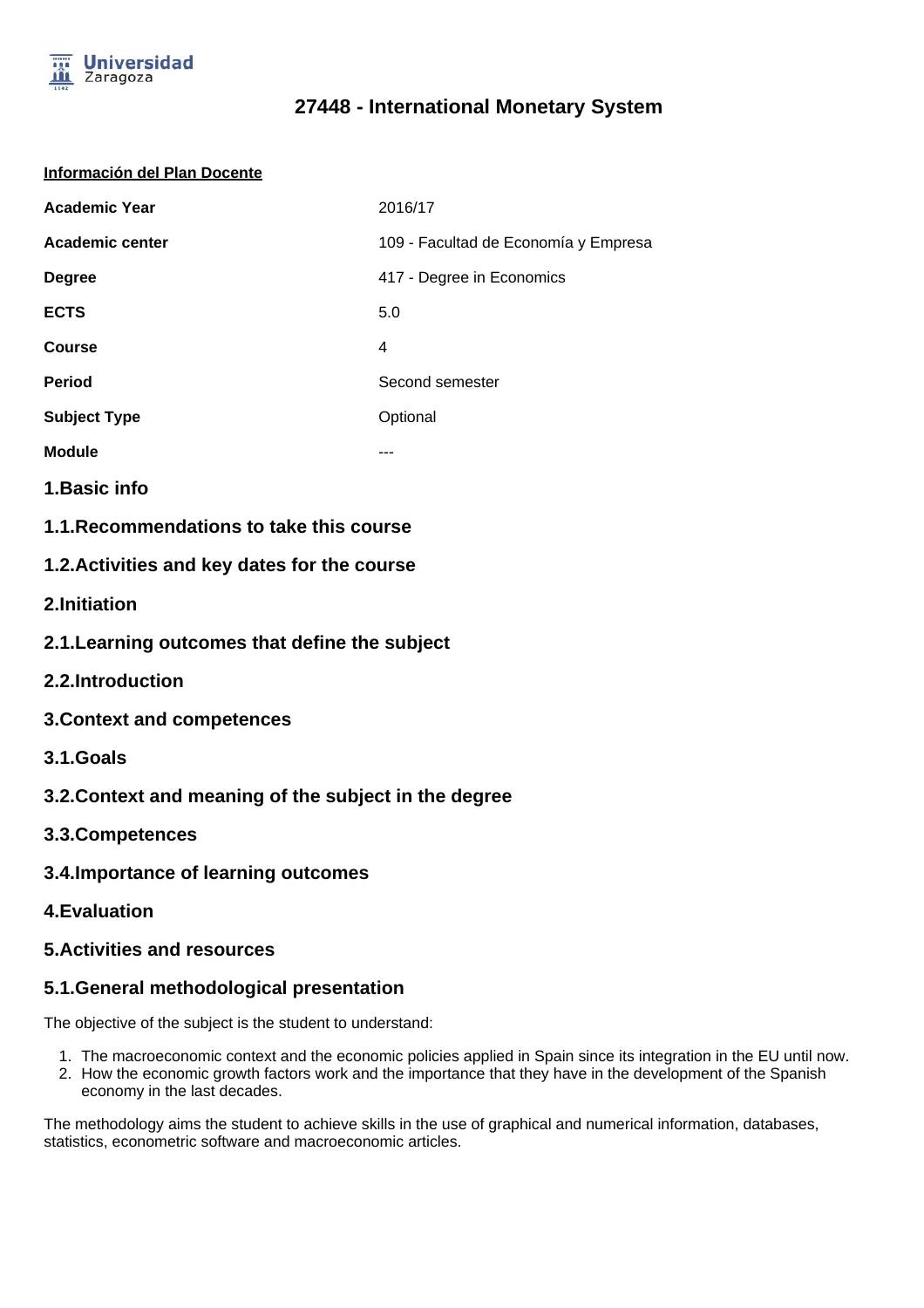# 27448 - International Monetary System

**Información del Plan Docente**

| | |
|---|---|
| **Academic Year** | 2016/17 |
| **Academic center** | 109 - Facultad de Economía y Empresa |
| **Degree** | 417 - Degree in Economics |
| **ECTS** | 5.0 |
| **Course** | 4 |
| **Period** | Second semester |
| **Subject Type** | Optional |
| **Module** | --- |

## 1.Basic info

### 1.1.Recommendations to take this course

### 1.2.Activities and key dates for the course

## 2.Initiation

### 2.1.Learning outcomes that define the subject

### 2.2.Introduction

## 3.Context and competences

### 3.1.Goals

### 3.2.Context and meaning of the subject in the degree

### 3.3.Competences

### 3.4.Importance of learning outcomes

## 4.Evaluation

## 5.Activities and resources

### 5.1.General methodological presentation

The objective of the subject is the student to understand:

1. The macroeconomic context and the economic policies applied in Spain since its integration in the EU until now.
2. How the economic growth factors work and the importance that they have in the development of the Spanish economy in the last decades.

The methodology aims the student to achieve skills in the use of graphical and numerical information, databases, statistics, econometric software and macroeconomic articles.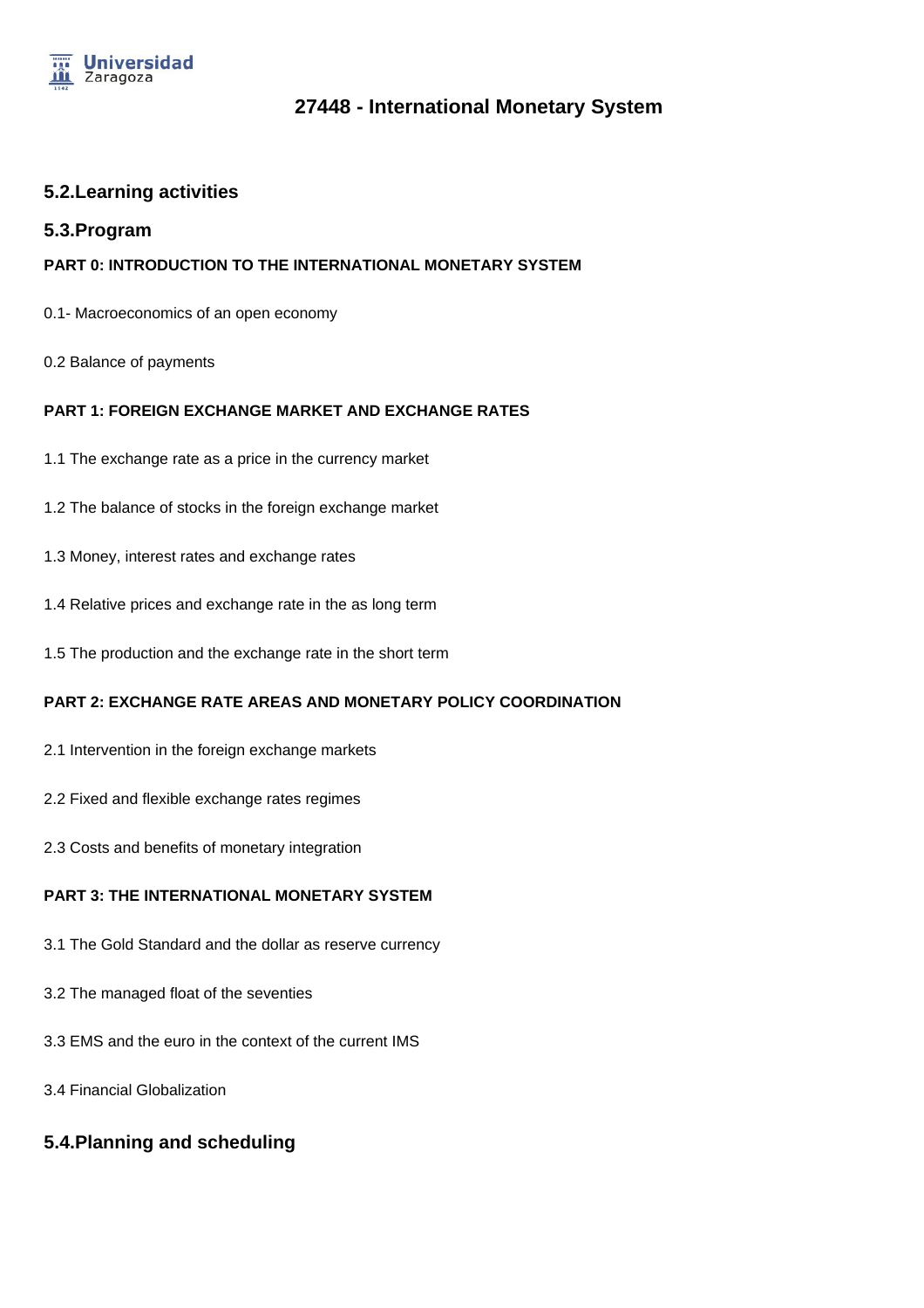## 5.2.Learning activities

## 5.3.Program

**PART 0: INTRODUCTION TO THE INTERNATIONAL MONETARY SYSTEM**

0.1- Macroeconomics of an open economy

0.2 Balance of payments

**PART 1: FOREIGN EXCHANGE MARKET AND EXCHANGE RATES**

1.1 The exchange rate as a price in the currency market

1.2 The balance of stocks in the foreign exchange market

1.3 Money, interest rates and exchange rates

1.4 Relative prices and exchange rate in the as long term

1.5 The production and the exchange rate in the short term

**PART 2: EXCHANGE RATE AREAS AND MONETARY POLICY COORDINATION**

2.1 Intervention in the foreign exchange markets

2.2 Fixed and flexible exchange rates regimes

2.3 Costs and benefits of monetary integration

**PART 3: THE INTERNATIONAL MONETARY SYSTEM**

3.1 The Gold Standard and the dollar as reserve currency

3.2 The managed float of the seventies

3.3 EMS and the euro in the context of the current IMS

3.4 Financial Globalization

## 5.4.Planning and scheduling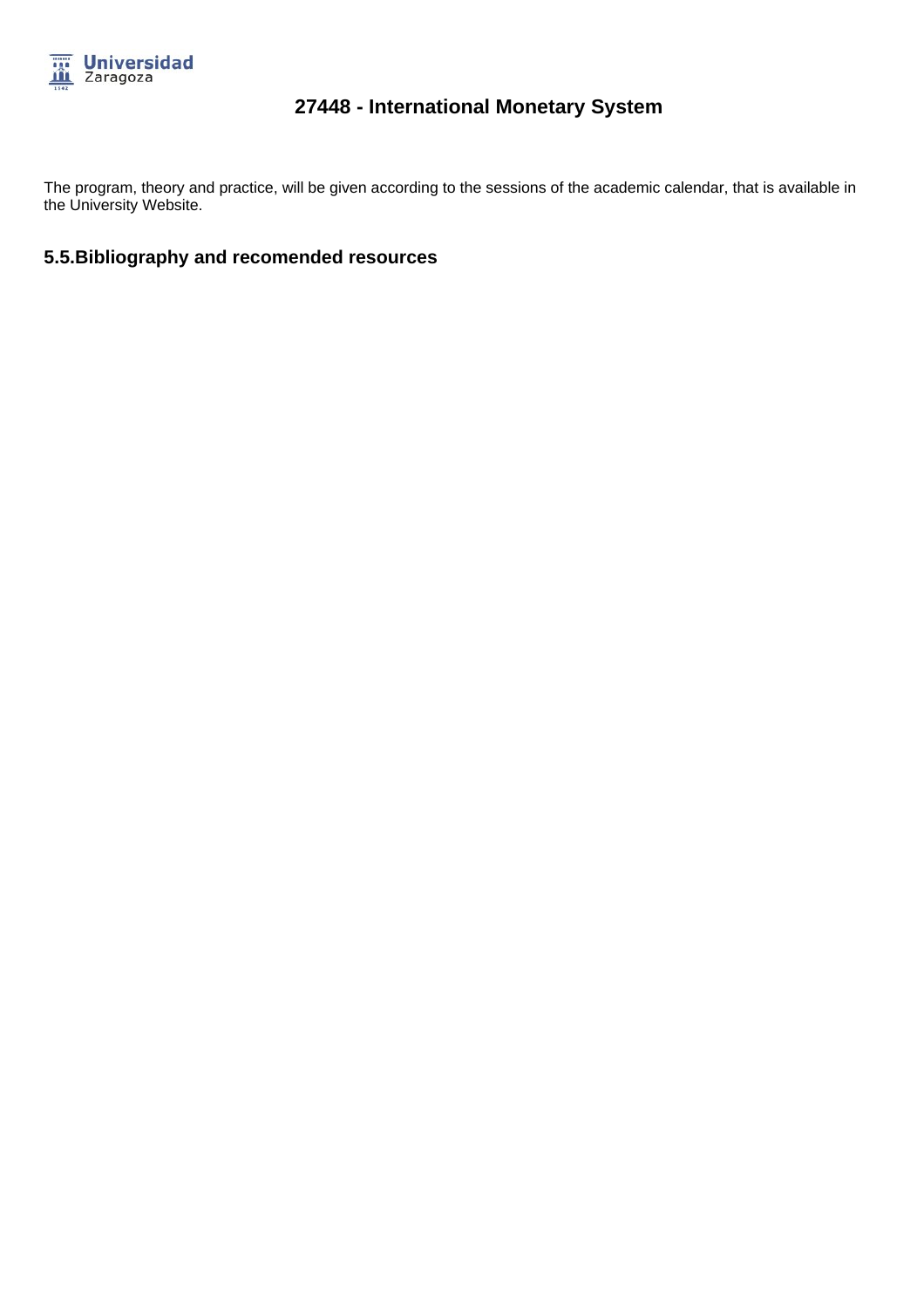The program, theory and practice, will be given according to the sessions of the academic calendar, that is available in the University Website.

## 5.5.Bibliography and recomended resources